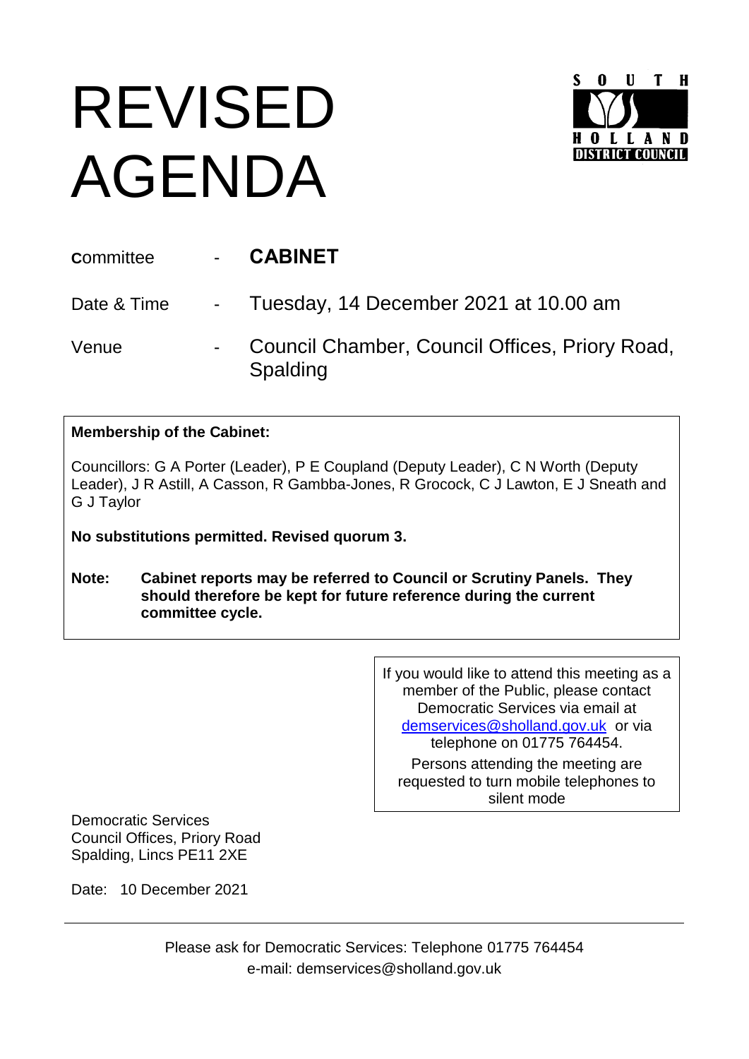# REVISED AGENDA

SOUTH HOLLAND DISTRICT COUNCIL

| | | |
|---|---|---|
| Committee | - | **CABINET** |
| Date & Time | - | Tuesday, 14 December 2021 at 10.00 am |
| Venue | - | Council Chamber, Council Offices, Priory Road, Spalding |

**Membership of the Cabinet:**

Councillors: G A Porter (Leader), P E Coupland (Deputy Leader), C N Worth (Deputy Leader), J R Astill, A Casson, R Gambba-Jones, R Grocock, C J Lawton, E J Sneath and G J Taylor

**No substitutions permitted. Revised quorum 3.**

**Note: Cabinet reports may be referred to Council or Scrutiny Panels. They should therefore be kept for future reference during the current committee cycle.**

If you would like to attend this meeting as a member of the Public, please contact Democratic Services via email at demservices@sholland.gov.uk or via telephone on 01775 764454.

Persons attending the meeting are requested to turn mobile telephones to silent mode

Democratic Services
Council Offices, Priory Road
Spalding, Lincs PE11 2XE

Date: 10 December 2021

Please ask for Democratic Services: Telephone 01775 764454
e-mail: demservices@sholland.gov.uk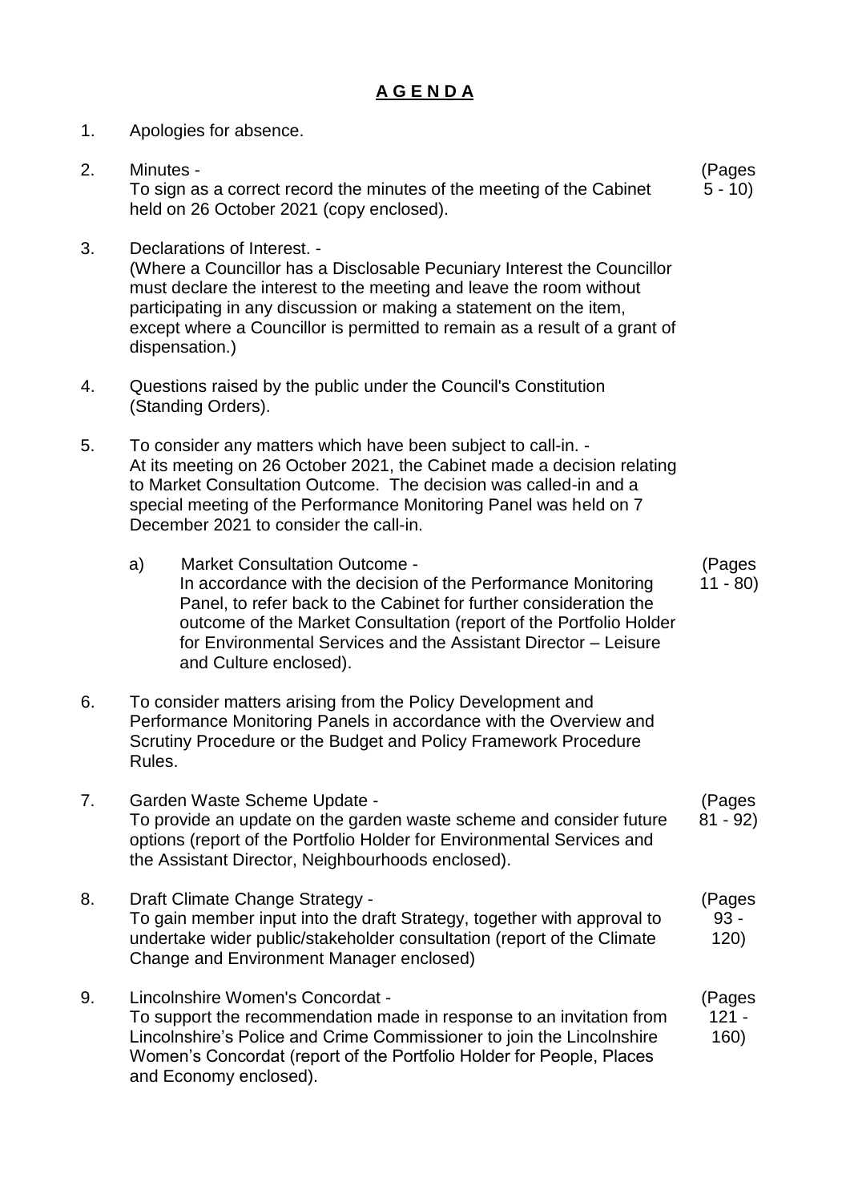# A G E N D A

1. Apologies for absence.

2. Minutes -
   To sign as a correct record the minutes of the meeting of the Cabinet held on 26 October 2021 (copy enclosed). (Pages 5 - 10)

3. Declarations of Interest. -
   (Where a Councillor has a Disclosable Pecuniary Interest the Councillor must declare the interest to the meeting and leave the room without participating in any discussion or making a statement on the item, except where a Councillor is permitted to remain as a result of a grant of dispensation.)

4. Questions raised by the public under the Council's Constitution (Standing Orders).

5. To consider any matters which have been subject to call-in. -
   At its meeting on 26 October 2021, the Cabinet made a decision relating to Market Consultation Outcome. The decision was called-in and a special meeting of the Performance Monitoring Panel was held on 7 December 2021 to consider the call-in.

   a) Market Consultation Outcome -
      In accordance with the decision of the Performance Monitoring Panel, to refer back to the Cabinet for further consideration the outcome of the Market Consultation (report of the Portfolio Holder for Environmental Services and the Assistant Director – Leisure and Culture enclosed). (Pages 11 - 80)

6. To consider matters arising from the Policy Development and Performance Monitoring Panels in accordance with the Overview and Scrutiny Procedure or the Budget and Policy Framework Procedure Rules.

7. Garden Waste Scheme Update -
   To provide an update on the garden waste scheme and consider future options (report of the Portfolio Holder for Environmental Services and the Assistant Director, Neighbourhoods enclosed). (Pages 81 - 92)

8. Draft Climate Change Strategy -
   To gain member input into the draft Strategy, together with approval to undertake wider public/stakeholder consultation (report of the Climate Change and Environment Manager enclosed) (Pages 93 - 120)

9. Lincolnshire Women's Concordat -
   To support the recommendation made in response to an invitation from Lincolnshire's Police and Crime Commissioner to join the Lincolnshire Women's Concordat (report of the Portfolio Holder for People, Places and Economy enclosed). (Pages 121 - 160)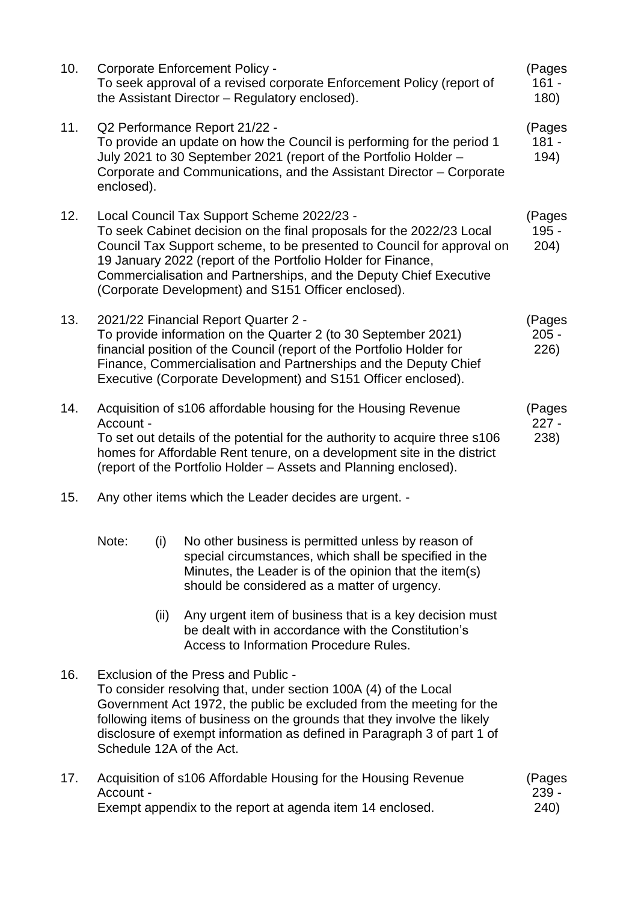10. Corporate Enforcement Policy - (Pages 161 - 180)
    To seek approval of a revised corporate Enforcement Policy (report of the Assistant Director – Regulatory enclosed).

11. Q2 Performance Report 21/22 - (Pages 181 - 194)
    To provide an update on how the Council is performing for the period 1 July 2021 to 30 September 2021 (report of the Portfolio Holder – Corporate and Communications, and the Assistant Director – Corporate enclosed).

12. Local Council Tax Support Scheme 2022/23 - (Pages 195 - 204)
    To seek Cabinet decision on the final proposals for the 2022/23 Local Council Tax Support scheme, to be presented to Council for approval on 19 January 2022 (report of the Portfolio Holder for Finance, Commercialisation and Partnerships, and the Deputy Chief Executive (Corporate Development) and S151 Officer enclosed).

13. 2021/22 Financial Report Quarter 2 - (Pages 205 - 226)
    To provide information on the Quarter 2 (to 30 September 2021) financial position of the Council (report of the Portfolio Holder for Finance, Commercialisation and Partnerships and the Deputy Chief Executive (Corporate Development) and S151 Officer enclosed).

14. Acquisition of s106 affordable housing for the Housing Revenue Account - (Pages 227 - 238)
    To set out details of the potential for the authority to acquire three s106 homes for Affordable Rent tenure, on a development site in the district (report of the Portfolio Holder – Assets and Planning enclosed).

15. Any other items which the Leader decides are urgent. -

    Note:
    (i) No other business is permitted unless by reason of special circumstances, which shall be specified in the Minutes, the Leader is of the opinion that the item(s) should be considered as a matter of urgency.

    (ii) Any urgent item of business that is a key decision must be dealt with in accordance with the Constitution's Access to Information Procedure Rules.

16. Exclusion of the Press and Public -
    To consider resolving that, under section 100A (4) of the Local Government Act 1972, the public be excluded from the meeting for the following items of business on the grounds that they involve the likely disclosure of exempt information as defined in Paragraph 3 of part 1 of Schedule 12A of the Act.

17. Acquisition of s106 Affordable Housing for the Housing Revenue Account - (Pages 239 - 240)
    Exempt appendix to the report at agenda item 14 enclosed.